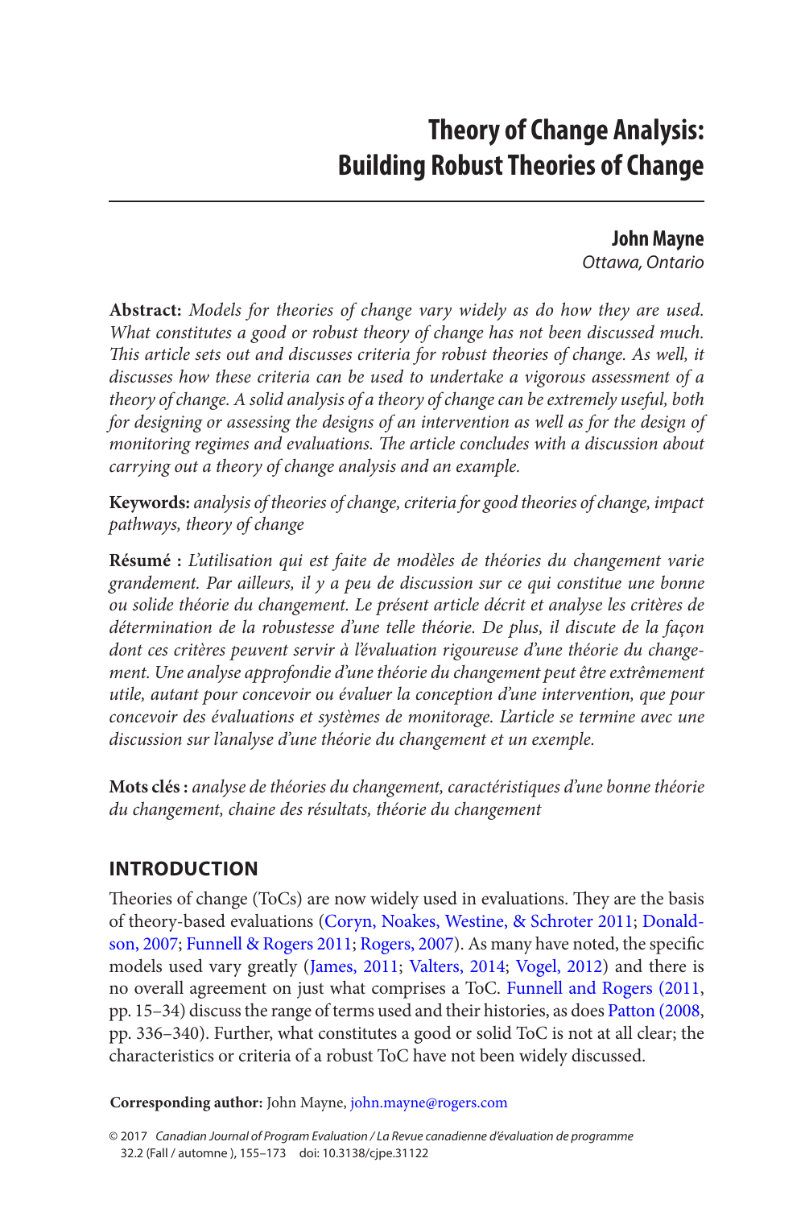# Theory of Change Analysis: Building Robust Theories of Change

**John Mayne**
*Ottawa, Ontario*

**Abstract:** *Models for theories of change vary widely as do how they are used. What constitutes a good or robust theory of change has not been discussed much. This article sets out and discusses criteria for robust theories of change. As well, it discusses how these criteria can be used to undertake a vigorous assessment of a theory of change. A solid analysis of a theory of change can be extremely useful, both for designing or assessing the designs of an intervention as well as for the design of monitoring regimes and evaluations. The article concludes with a discussion about carrying out a theory of change analysis and an example.*

**Keywords:** *analysis of theories of change, criteria for good theories of change, impact pathways, theory of change*

**Résumé :** *L'utilisation qui est faite de modèles de théories du changement varie grandement. Par ailleurs, il y a peu de discussion sur ce qui constitue une bonne ou solide théorie du changement. Le présent article décrit et analyse les critères de détermination de la robustesse d'une telle théorie. De plus, il discute de la façon dont ces critères peuvent servir à l'évaluation rigoureuse d'une théorie du changement. Une analyse approfondie d'une théorie du changement peut être extrêmement utile, autant pour concevoir ou évaluer la conception d'une intervention, que pour concevoir des évaluations et systèmes de monitorage. L'article se termine avec une discussion sur l'analyse d'une théorie du changement et un exemple.*

**Mots clés :** *analyse de théories du changement, caractéristiques d'une bonne théorie du changement, chaine des résultats, théorie du changement*

## INTRODUCTION

Theories of change (ToCs) are now widely used in evaluations. They are the basis of theory-based evaluations (Coryn, Noakes, Westine, & Schroter 2011; Donaldson, 2007; Funnell & Rogers 2011; Rogers, 2007). As many have noted, the specific models used vary greatly (James, 2011; Valters, 2014; Vogel, 2012) and there is no overall agreement on just what comprises a ToC. Funnell and Rogers (2011, pp. 15–34) discuss the range of terms used and their histories, as does Patton (2008, pp. 336–340). Further, what constitutes a good or solid ToC is not at all clear; the characteristics or criteria of a robust ToC have not been widely discussed.

**Corresponding author:** John Mayne, john.mayne@rogers.com

© 2017 *Canadian Journal of Program Evaluation / La Revue canadienne d'évaluation de programme* 32.2 (Fall / automne ), 155–173 doi: 10.3138/cjpe.31122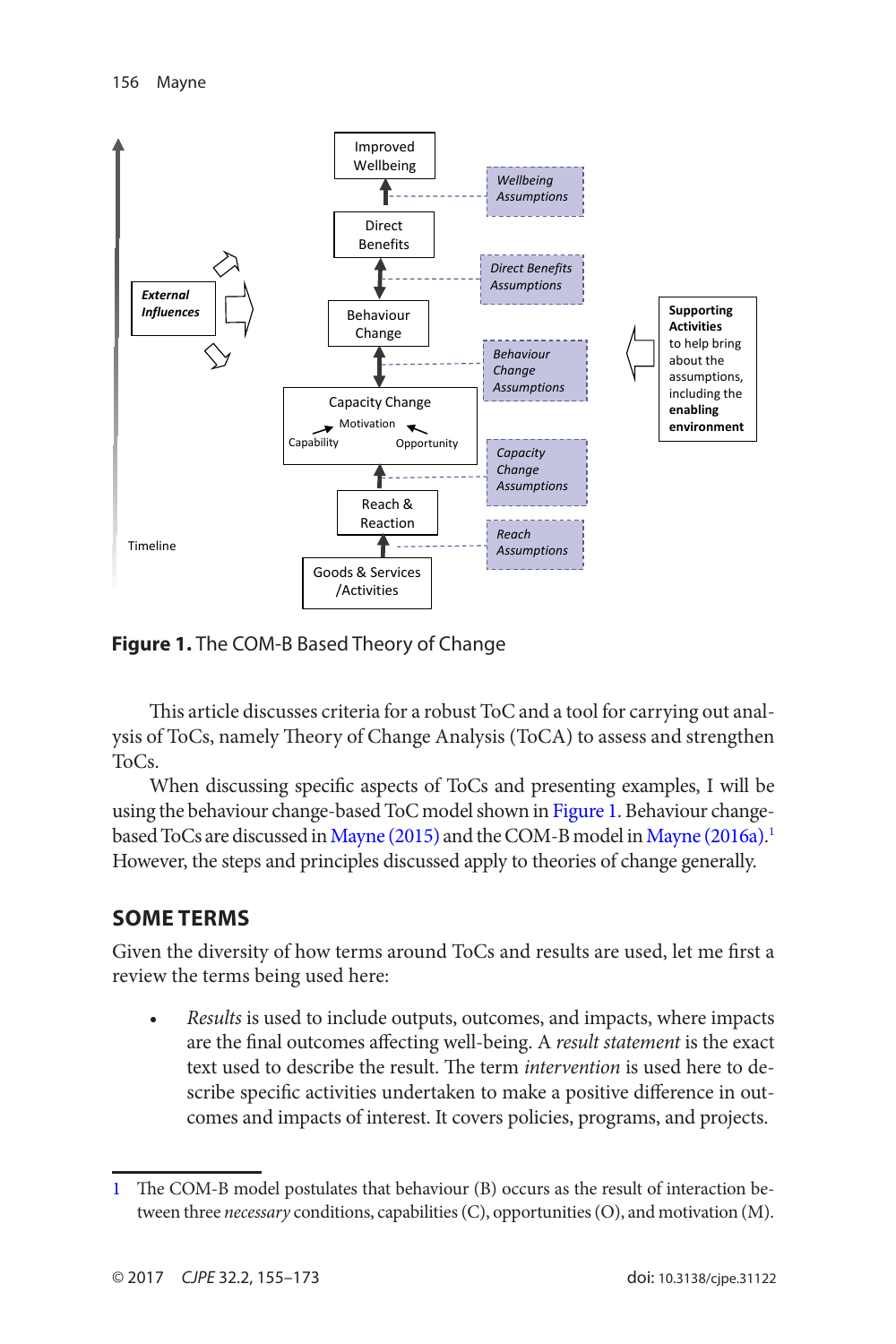**Figure 1.** The COM-B Based Theory of Change

This article discusses criteria for a robust ToC and a tool for carrying out analysis of ToCs, namely Theory of Change Analysis (ToCA) to assess and strengthen ToCs.

When discussing specific aspects of ToCs and presenting examples, I will be using the behaviour change-based ToC model shown in Figure 1. Behaviour change-based ToCs are discussed in Mayne (2015) and the COM-B model in Mayne (2016a).[1] However, the steps and principles discussed apply to theories of change generally.

## SOME TERMS

Given the diversity of how terms around ToCs and results are used, let me first a review the terms being used here:

- *Results* is used to include outputs, outcomes, and impacts, where impacts are the final outcomes affecting well-being. A *result statement* is the exact text used to describe the result. The term *intervention* is used here to describe specific activities undertaken to make a positive difference in outcomes and impacts of interest. It covers policies, programs, and projects.

---

1 The COM-B model postulates that behaviour (B) occurs as the result of interaction between three *necessary* conditions, capabilities (C), opportunities (O), and motivation (M).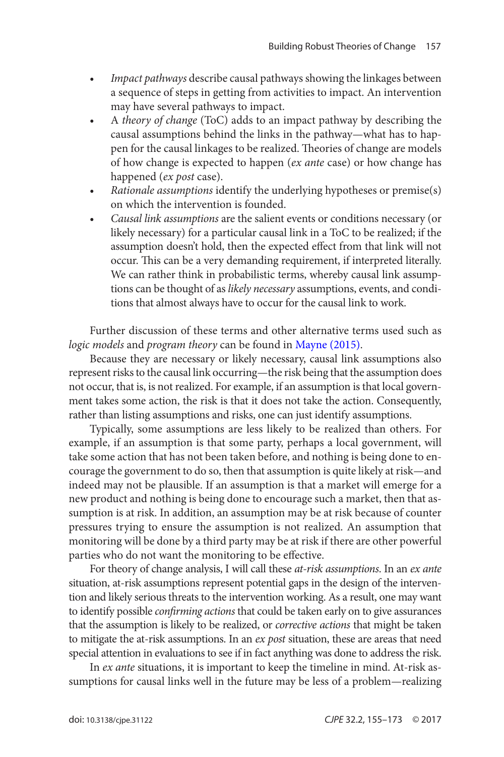- *Impact pathways* describe causal pathways showing the linkages between a sequence of steps in getting from activities to impact. An intervention may have several pathways to impact.
- A *theory of change* (ToC) adds to an impact pathway by describing the causal assumptions behind the links in the pathway—what has to happen for the causal linkages to be realized. Theories of change are models of how change is expected to happen (*ex ante* case) or how change has happened (*ex post* case).
- *Rationale assumptions* identify the underlying hypotheses or premise(s) on which the intervention is founded.
- *Causal link assumptions* are the salient events or conditions necessary (or likely necessary) for a particular causal link in a ToC to be realized; if the assumption doesn't hold, then the expected effect from that link will not occur. This can be a very demanding requirement, if interpreted literally. We can rather think in probabilistic terms, whereby causal link assumptions can be thought of as *likely necessary* assumptions, events, and conditions that almost always have to occur for the causal link to work.

Further discussion of these terms and other alternative terms used such as *logic models* and *program theory* can be found in Mayne (2015).

Because they are necessary or likely necessary, causal link assumptions also represent risks to the causal link occurring—the risk being that the assumption does not occur, that is, is not realized. For example, if an assumption is that local government takes some action, the risk is that it does not take the action. Consequently, rather than listing assumptions and risks, one can just identify assumptions.

Typically, some assumptions are less likely to be realized than others. For example, if an assumption is that some party, perhaps a local government, will take some action that has not been taken before, and nothing is being done to encourage the government to do so, then that assumption is quite likely at risk—and indeed may not be plausible. If an assumption is that a market will emerge for a new product and nothing is being done to encourage such a market, then that assumption is at risk. In addition, an assumption may be at risk because of counter pressures trying to ensure the assumption is not realized. An assumption that monitoring will be done by a third party may be at risk if there are other powerful parties who do not want the monitoring to be effective.

For theory of change analysis, I will call these *at-risk assumptions*. In an *ex ante* situation, at-risk assumptions represent potential gaps in the design of the intervention and likely serious threats to the intervention working. As a result, one may want to identify possible *confirming actions* that could be taken early on to give assurances that the assumption is likely to be realized, or *corrective actions* that might be taken to mitigate the at-risk assumptions. In an *ex post* situation, these are areas that need special attention in evaluations to see if in fact anything was done to address the risk.

In *ex ante* situations, it is important to keep the timeline in mind. At-risk assumptions for causal links well in the future may be less of a problem—realizing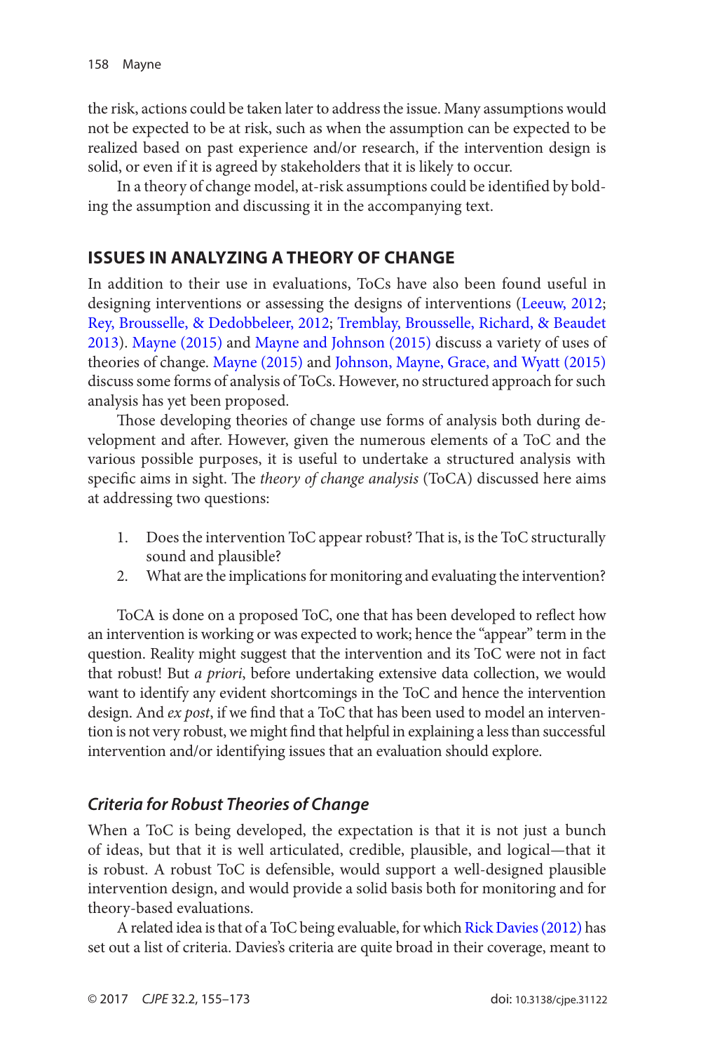the risk, actions could be taken later to address the issue. Many assumptions would not be expected to be at risk, such as when the assumption can be expected to be realized based on past experience and/or research, if the intervention design is solid, or even if it is agreed by stakeholders that it is likely to occur.

In a theory of change model, at-risk assumptions could be identified by bolding the assumption and discussing it in the accompanying text.

## ISSUES IN ANALYZING A THEORY OF CHANGE

In addition to their use in evaluations, ToCs have also been found useful in designing interventions or assessing the designs of interventions (Leeuw, 2012; Rey, Brousselle, & Dedobbeleer, 2012; Tremblay, Brousselle, Richard, & Beaudet 2013). Mayne (2015) and Mayne and Johnson (2015) discuss a variety of uses of theories of change. Mayne (2015) and Johnson, Mayne, Grace, and Wyatt (2015) discuss some forms of analysis of ToCs. However, no structured approach for such analysis has yet been proposed.

Those developing theories of change use forms of analysis both during development and after. However, given the numerous elements of a ToC and the various possible purposes, it is useful to undertake a structured analysis with specific aims in sight. The *theory of change analysis* (ToCA) discussed here aims at addressing two questions:

1. Does the intervention ToC appear robust? That is, is the ToC structurally sound and plausible?
2. What are the implications for monitoring and evaluating the intervention?

ToCA is done on a proposed ToC, one that has been developed to reflect how an intervention is working or was expected to work; hence the "appear" term in the question. Reality might suggest that the intervention and its ToC were not in fact that robust! But *a priori*, before undertaking extensive data collection, we would want to identify any evident shortcomings in the ToC and hence the intervention design. And *ex post*, if we find that a ToC that has been used to model an intervention is not very robust, we might find that helpful in explaining a less than successful intervention and/or identifying issues that an evaluation should explore.

### *Criteria for Robust Theories of Change*

When a ToC is being developed, the expectation is that it is not just a bunch of ideas, but that it is well articulated, credible, plausible, and logical—that it is robust. A robust ToC is defensible, would support a well-designed plausible intervention design, and would provide a solid basis both for monitoring and for theory-based evaluations.

A related idea is that of a ToC being evaluable, for which Rick Davies (2012) has set out a list of criteria. Davies's criteria are quite broad in their coverage, meant to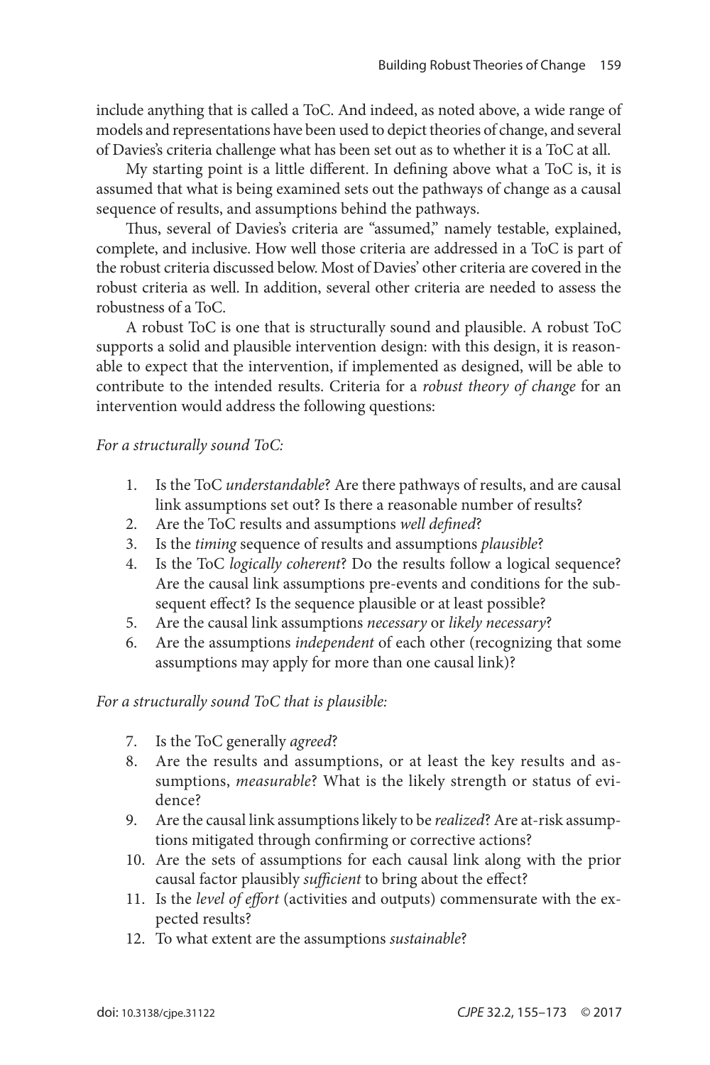include anything that is called a ToC. And indeed, as noted above, a wide range of models and representations have been used to depict theories of change, and several of Davies's criteria challenge what has been set out as to whether it is a ToC at all.

My starting point is a little different. In defining above what a ToC is, it is assumed that what is being examined sets out the pathways of change as a causal sequence of results, and assumptions behind the pathways.

Thus, several of Davies's criteria are "assumed," namely testable, explained, complete, and inclusive. How well those criteria are addressed in a ToC is part of the robust criteria discussed below. Most of Davies' other criteria are covered in the robust criteria as well. In addition, several other criteria are needed to assess the robustness of a ToC.

A robust ToC is one that is structurally sound and plausible. A robust ToC supports a solid and plausible intervention design: with this design, it is reasonable to expect that the intervention, if implemented as designed, will be able to contribute to the intended results. Criteria for a *robust theory of change* for an intervention would address the following questions:

*For a structurally sound ToC:*

1. Is the ToC *understandable*? Are there pathways of results, and are causal link assumptions set out? Is there a reasonable number of results?
2. Are the ToC results and assumptions *well defined*?
3. Is the *timing* sequence of results and assumptions *plausible*?
4. Is the ToC *logically coherent*? Do the results follow a logical sequence? Are the causal link assumptions pre-events and conditions for the subsequent effect? Is the sequence plausible or at least possible?
5. Are the causal link assumptions *necessary* or *likely necessary*?
6. Are the assumptions *independent* of each other (recognizing that some assumptions may apply for more than one causal link)?

*For a structurally sound ToC that is plausible:*

7. Is the ToC generally *agreed*?
8. Are the results and assumptions, or at least the key results and assumptions, *measurable*? What is the likely strength or status of evidence?
9. Are the causal link assumptions likely to be *realized*? Are at-risk assumptions mitigated through confirming or corrective actions?
10. Are the sets of assumptions for each causal link along with the prior causal factor plausibly *sufficient* to bring about the effect?
11. Is the *level of effort* (activities and outputs) commensurate with the expected results?
12. To what extent are the assumptions *sustainable*?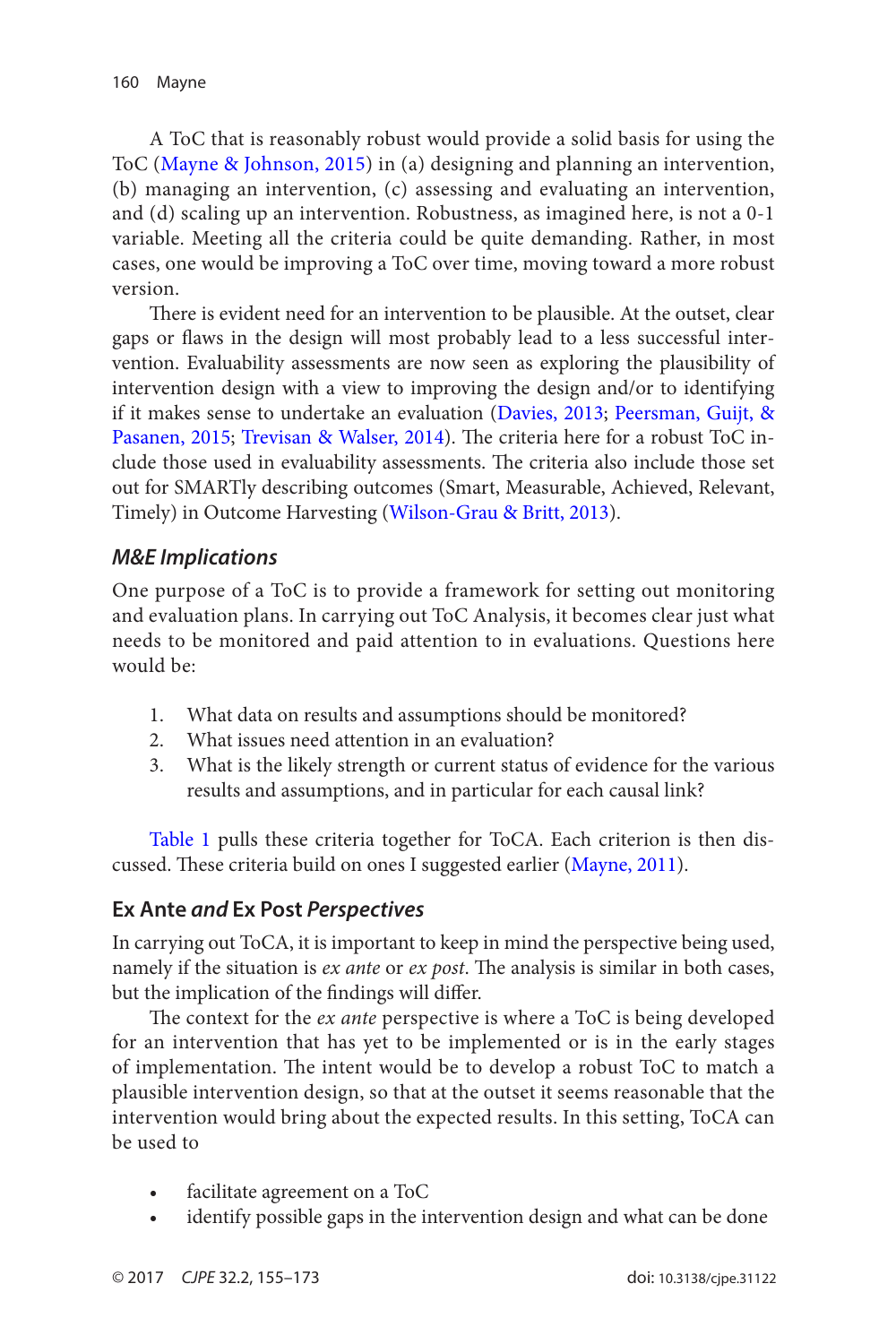A ToC that is reasonably robust would provide a solid basis for using the ToC (Mayne & Johnson, 2015) in (a) designing and planning an intervention, (b) managing an intervention, (c) assessing and evaluating an intervention, and (d) scaling up an intervention. Robustness, as imagined here, is not a 0-1 variable. Meeting all the criteria could be quite demanding. Rather, in most cases, one would be improving a ToC over time, moving toward a more robust version.

There is evident need for an intervention to be plausible. At the outset, clear gaps or flaws in the design will most probably lead to a less successful intervention. Evaluability assessments are now seen as exploring the plausibility of intervention design with a view to improving the design and/or to identifying if it makes sense to undertake an evaluation (Davies, 2013; Peersman, Guijt, & Pasanen, 2015; Trevisan & Walser, 2014). The criteria here for a robust ToC include those used in evaluability assessments. The criteria also include those set out for SMARTly describing outcomes (Smart, Measurable, Achieved, Relevant, Timely) in Outcome Harvesting (Wilson-Grau & Britt, 2013).

### *M&E Implications*

One purpose of a ToC is to provide a framework for setting out monitoring and evaluation plans. In carrying out ToC Analysis, it becomes clear just what needs to be monitored and paid attention to in evaluations. Questions here would be:

1. What data on results and assumptions should be monitored?
2. What issues need attention in an evaluation?
3. What is the likely strength or current status of evidence for the various results and assumptions, and in particular for each causal link?

Table 1 pulls these criteria together for ToCA. Each criterion is then discussed. These criteria build on ones I suggested earlier (Mayne, 2011).

## Ex Ante *and* Ex Post *Perspectives*

In carrying out ToCA, it is important to keep in mind the perspective being used, namely if the situation is *ex ante* or *ex post*. The analysis is similar in both cases, but the implication of the findings will differ.

The context for the *ex ante* perspective is where a ToC is being developed for an intervention that has yet to be implemented or is in the early stages of implementation. The intent would be to develop a robust ToC to match a plausible intervention design, so that at the outset it seems reasonable that the intervention would bring about the expected results. In this setting, ToCA can be used to

- facilitate agreement on a ToC
- identify possible gaps in the intervention design and what can be done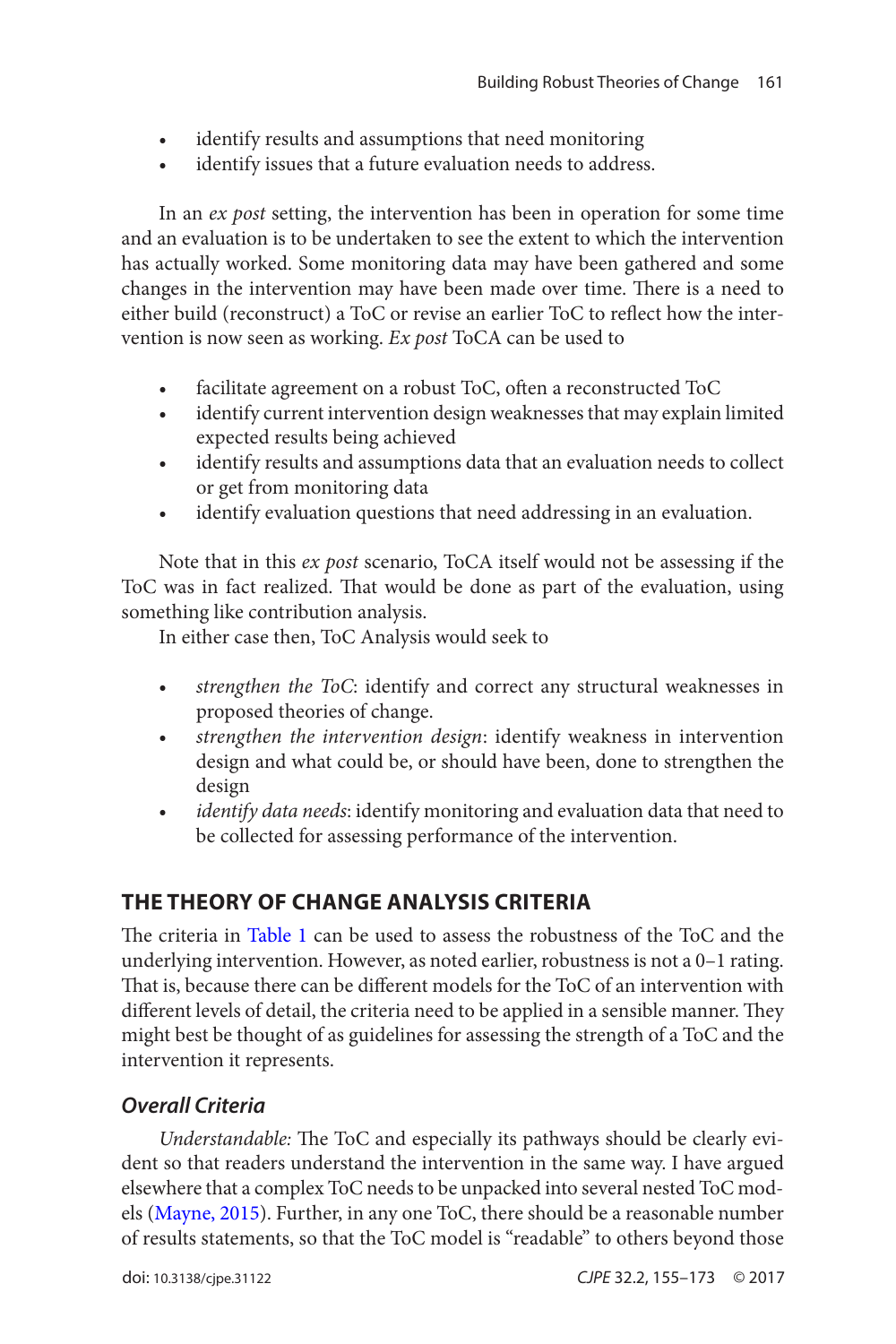- identify results and assumptions that need monitoring
- identify issues that a future evaluation needs to address.

In an *ex post* setting, the intervention has been in operation for some time and an evaluation is to be undertaken to see the extent to which the intervention has actually worked. Some monitoring data may have been gathered and some changes in the intervention may have been made over time. There is a need to either build (reconstruct) a ToC or revise an earlier ToC to reflect how the intervention is now seen as working. *Ex post* ToCA can be used to

- facilitate agreement on a robust ToC, often a reconstructed ToC
- identify current intervention design weaknesses that may explain limited expected results being achieved
- identify results and assumptions data that an evaluation needs to collect or get from monitoring data
- identify evaluation questions that need addressing in an evaluation.

Note that in this *ex post* scenario, ToCA itself would not be assessing if the ToC was in fact realized. That would be done as part of the evaluation, using something like contribution analysis.

In either case then, ToC Analysis would seek to

- *strengthen the ToC*: identify and correct any structural weaknesses in proposed theories of change.
- *strengthen the intervention design*: identify weakness in intervention design and what could be, or should have been, done to strengthen the design
- *identify data needs*: identify monitoring and evaluation data that need to be collected for assessing performance of the intervention.

## THE THEORY OF CHANGE ANALYSIS CRITERIA

The criteria in Table 1 can be used to assess the robustness of the ToC and the underlying intervention. However, as noted earlier, robustness is not a 0–1 rating. That is, because there can be different models for the ToC of an intervention with different levels of detail, the criteria need to be applied in a sensible manner. They might best be thought of as guidelines for assessing the strength of a ToC and the intervention it represents.

### *Overall Criteria*

*Understandable:* The ToC and especially its pathways should be clearly evident so that readers understand the intervention in the same way. I have argued elsewhere that a complex ToC needs to be unpacked into several nested ToC models (Mayne, 2015). Further, in any one ToC, there should be a reasonable number of results statements, so that the ToC model is "readable" to others beyond those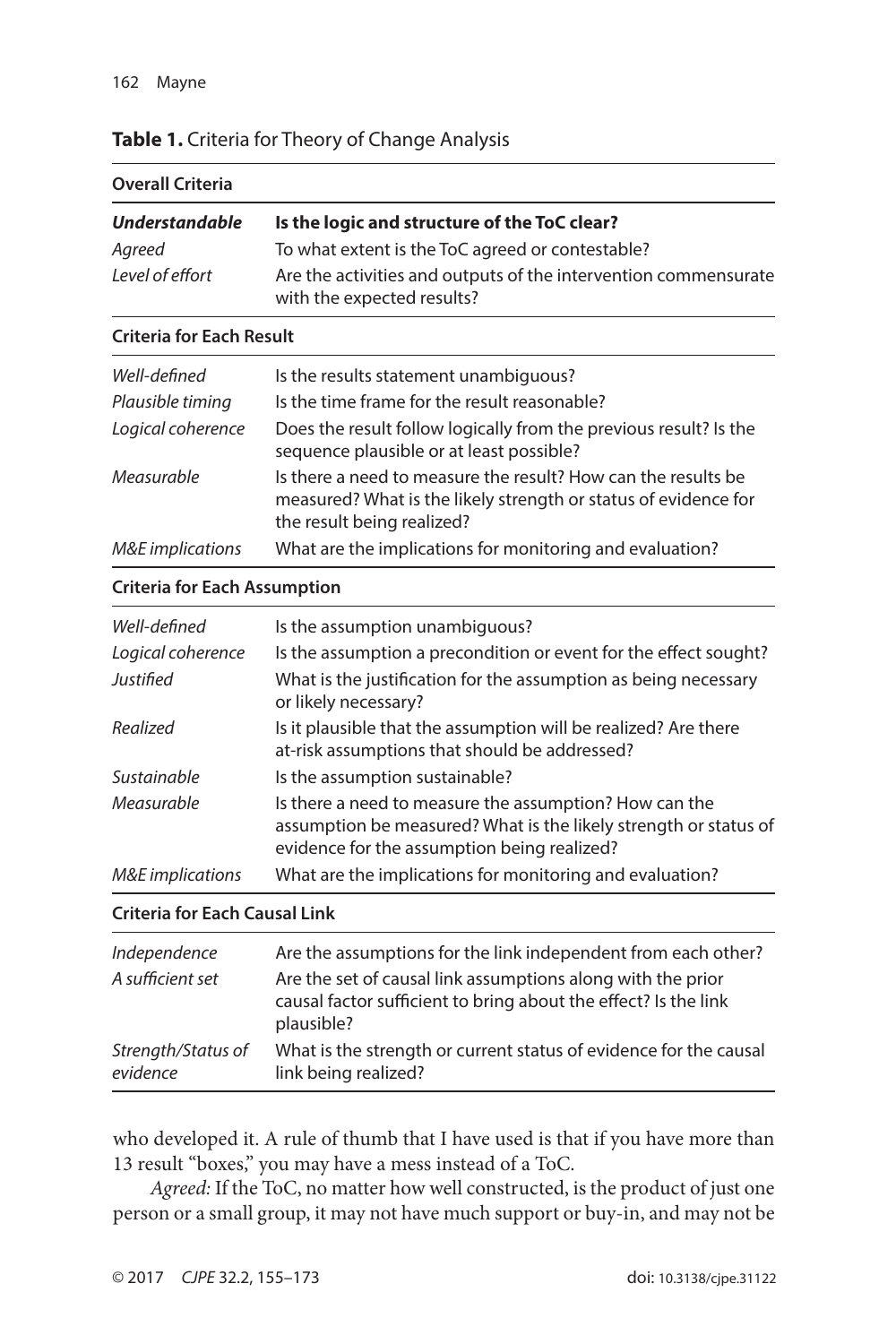**Table 1.** Criteria for Theory of Change Analysis

| **Overall Criteria** | |
|---|---|
| ***Understandable*** | **Is the logic and structure of the ToC clear?** |
| *Agreed* | To what extent is the ToC agreed or contestable? |
| *Level of effort* | Are the activities and outputs of the intervention commensurate with the expected results? |
| **Criteria for Each Result** | |
| *Well-defined* | Is the results statement unambiguous? |
| *Plausible timing* | Is the time frame for the result reasonable? |
| *Logical coherence* | Does the result follow logically from the previous result? Is the sequence plausible or at least possible? |
| *Measurable* | Is there a need to measure the result? How can the results be measured? What is the likely strength or status of evidence for the result being realized? |
| *M&E implications* | What are the implications for monitoring and evaluation? |
| **Criteria for Each Assumption** | |
| *Well-defined* | Is the assumption unambiguous? |
| *Logical coherence* | Is the assumption a precondition or event for the effect sought? |
| *Justified* | What is the justification for the assumption as being necessary or likely necessary? |
| *Realized* | Is it plausible that the assumption will be realized? Are there at-risk assumptions that should be addressed? |
| *Sustainable* | Is the assumption sustainable? |
| *Measurable* | Is there a need to measure the assumption? How can the assumption be measured? What is the likely strength or status of evidence for the assumption being realized? |
| *M&E implications* | What are the implications for monitoring and evaluation? |
| **Criteria for Each Causal Link** | |
| *Independence* | Are the assumptions for the link independent from each other? |
| *A sufficient set* | Are the set of causal link assumptions along with the prior causal factor sufficient to bring about the effect? Is the link plausible? |
| *Strength/Status of evidence* | What is the strength or current status of evidence for the causal link being realized? |

who developed it. A rule of thumb that I have used is that if you have more than 13 result "boxes," you may have a mess instead of a ToC.

*Agreed:* If the ToC, no matter how well constructed, is the product of just one person or a small group, it may not have much support or buy-in, and may not be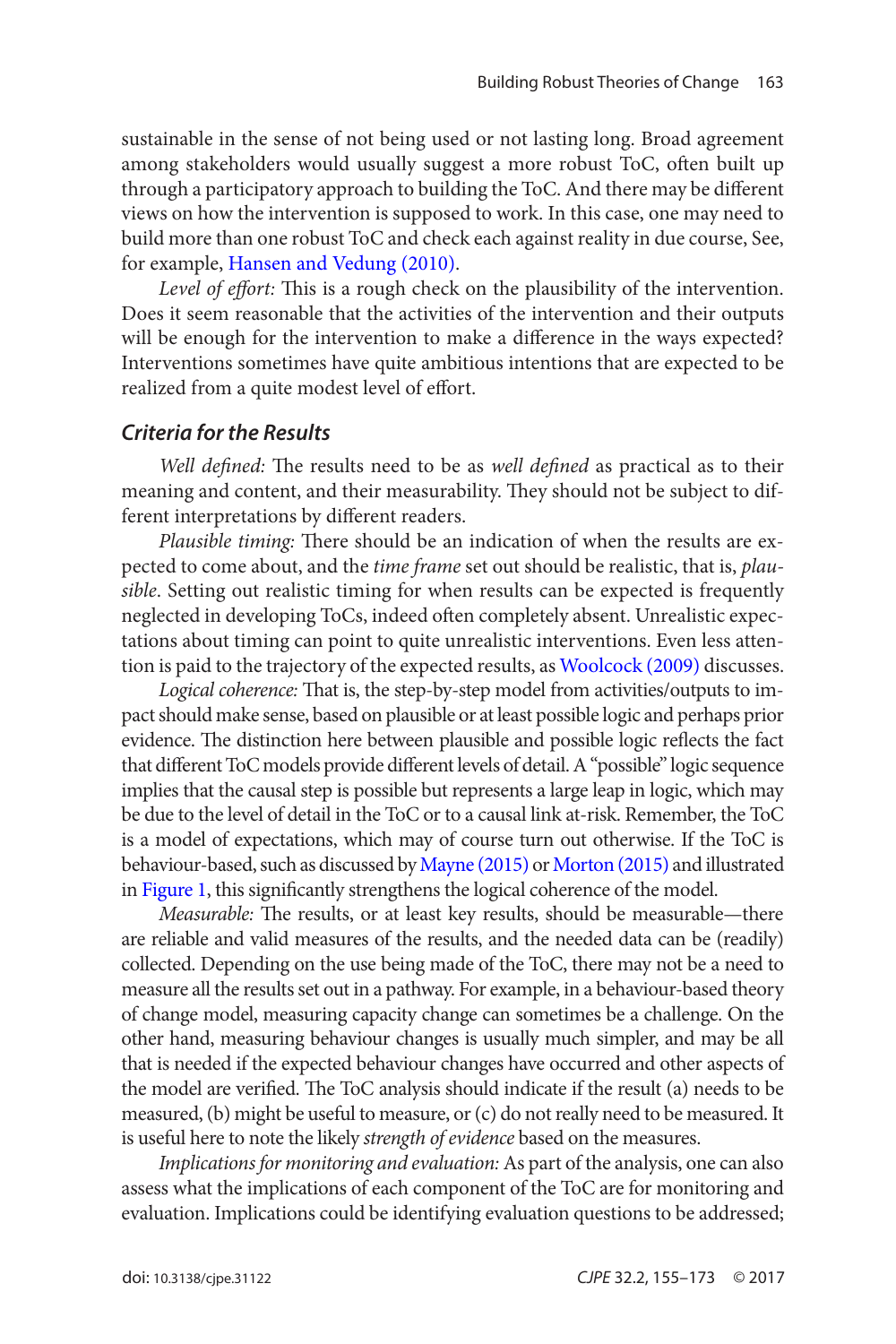sustainable in the sense of not being used or not lasting long. Broad agreement among stakeholders would usually suggest a more robust ToC, often built up through a participatory approach to building the ToC. And there may be different views on how the intervention is supposed to work. In this case, one may need to build more than one robust ToC and check each against reality in due course, See, for example, Hansen and Vedung (2010).

*Level of effort:* This is a rough check on the plausibility of the intervention. Does it seem reasonable that the activities of the intervention and their outputs will be enough for the intervention to make a difference in the ways expected? Interventions sometimes have quite ambitious intentions that are expected to be realized from a quite modest level of effort.

### Criteria for the Results

*Well defined:* The results need to be as *well defined* as practical as to their meaning and content, and their measurability. They should not be subject to different interpretations by different readers.

*Plausible timing:* There should be an indication of when the results are expected to come about, and the *time frame* set out should be realistic, that is, *plausible*. Setting out realistic timing for when results can be expected is frequently neglected in developing ToCs, indeed often completely absent. Unrealistic expectations about timing can point to quite unrealistic interventions. Even less attention is paid to the trajectory of the expected results, as Woolcock (2009) discusses.

*Logical coherence:* That is, the step-by-step model from activities/outputs to impact should make sense, based on plausible or at least possible logic and perhaps prior evidence. The distinction here between plausible and possible logic reflects the fact that different ToC models provide different levels of detail. A "possible" logic sequence implies that the causal step is possible but represents a large leap in logic, which may be due to the level of detail in the ToC or to a causal link at-risk. Remember, the ToC is a model of expectations, which may of course turn out otherwise. If the ToC is behaviour-based, such as discussed by Mayne (2015) or Morton (2015) and illustrated in Figure 1, this significantly strengthens the logical coherence of the model.

*Measurable:* The results, or at least key results, should be measurable—there are reliable and valid measures of the results, and the needed data can be (readily) collected. Depending on the use being made of the ToC, there may not be a need to measure all the results set out in a pathway. For example, in a behaviour-based theory of change model, measuring capacity change can sometimes be a challenge. On the other hand, measuring behaviour changes is usually much simpler, and may be all that is needed if the expected behaviour changes have occurred and other aspects of the model are verified. The ToC analysis should indicate if the result (a) needs to be measured, (b) might be useful to measure, or (c) do not really need to be measured. It is useful here to note the likely *strength of evidence* based on the measures.

*Implications for monitoring and evaluation:* As part of the analysis, one can also assess what the implications of each component of the ToC are for monitoring and evaluation. Implications could be identifying evaluation questions to be addressed;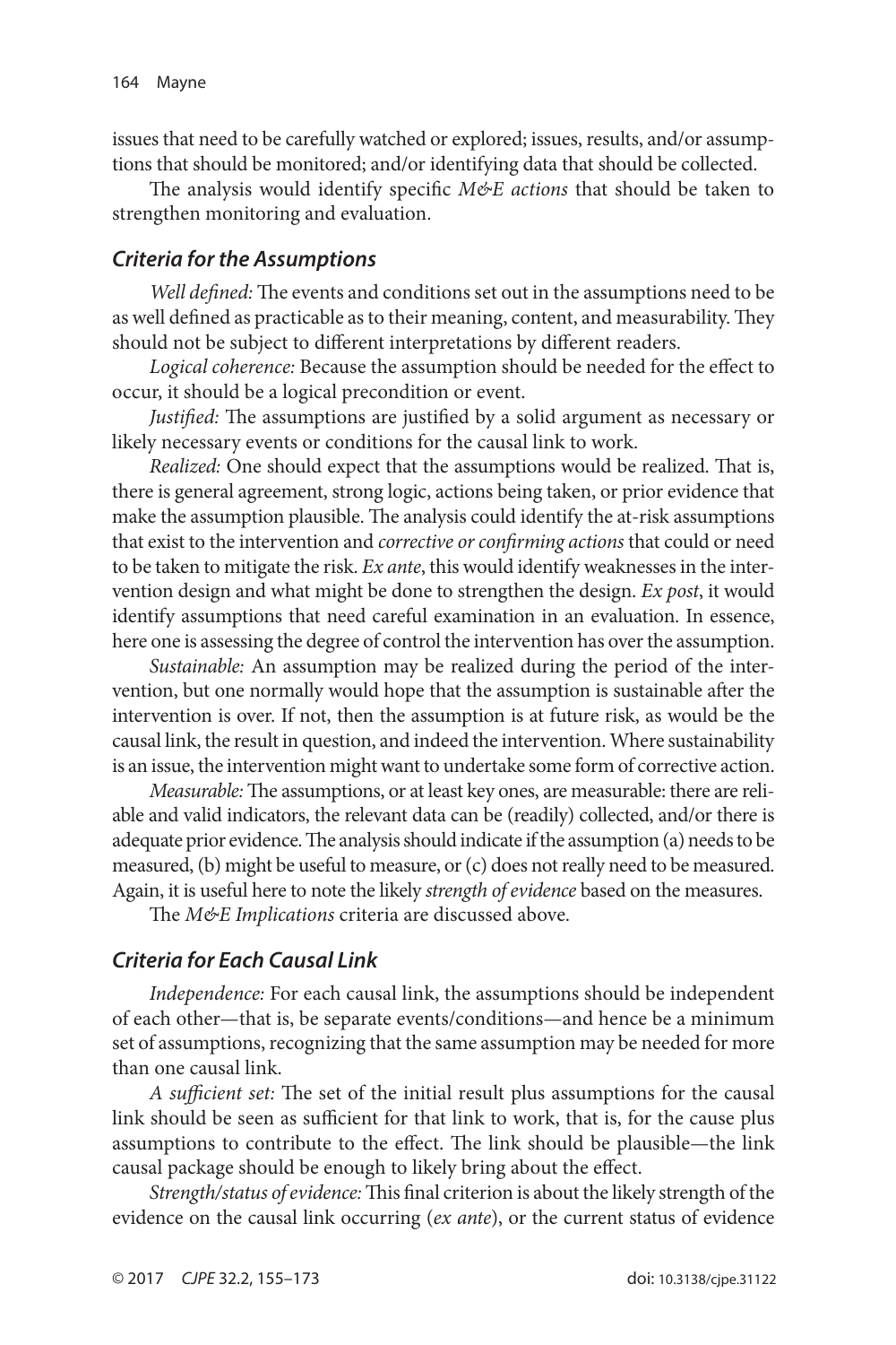issues that need to be carefully watched or explored; issues, results, and/or assumptions that should be monitored; and/or identifying data that should be collected.

The analysis would identify specific *M&E actions* that should be taken to strengthen monitoring and evaluation.

### *Criteria for the Assumptions*

*Well defined:* The events and conditions set out in the assumptions need to be as well defined as practicable as to their meaning, content, and measurability. They should not be subject to different interpretations by different readers.

*Logical coherence:* Because the assumption should be needed for the effect to occur, it should be a logical precondition or event.

*Justified:* The assumptions are justified by a solid argument as necessary or likely necessary events or conditions for the causal link to work.

*Realized:* One should expect that the assumptions would be realized. That is, there is general agreement, strong logic, actions being taken, or prior evidence that make the assumption plausible. The analysis could identify the at-risk assumptions that exist to the intervention and *corrective or confirming actions* that could or need to be taken to mitigate the risk. *Ex ante*, this would identify weaknesses in the intervention design and what might be done to strengthen the design. *Ex post*, it would identify assumptions that need careful examination in an evaluation. In essence, here one is assessing the degree of control the intervention has over the assumption.

*Sustainable:* An assumption may be realized during the period of the intervention, but one normally would hope that the assumption is sustainable after the intervention is over. If not, then the assumption is at future risk, as would be the causal link, the result in question, and indeed the intervention. Where sustainability is an issue, the intervention might want to undertake some form of corrective action.

*Measurable:* The assumptions, or at least key ones, are measurable: there are reliable and valid indicators, the relevant data can be (readily) collected, and/or there is adequate prior evidence. The analysis should indicate if the assumption (a) needs to be measured, (b) might be useful to measure, or (c) does not really need to be measured. Again, it is useful here to note the likely *strength of evidence* based on the measures.

The *M&E Implications* criteria are discussed above.

### *Criteria for Each Causal Link*

*Independence:* For each causal link, the assumptions should be independent of each other—that is, be separate events/conditions—and hence be a minimum set of assumptions, recognizing that the same assumption may be needed for more than one causal link.

*A sufficient set:* The set of the initial result plus assumptions for the causal link should be seen as sufficient for that link to work, that is, for the cause plus assumptions to contribute to the effect. The link should be plausible—the link causal package should be enough to likely bring about the effect.

*Strength/status of evidence:* This final criterion is about the likely strength of the evidence on the causal link occurring (*ex ante*), or the current status of evidence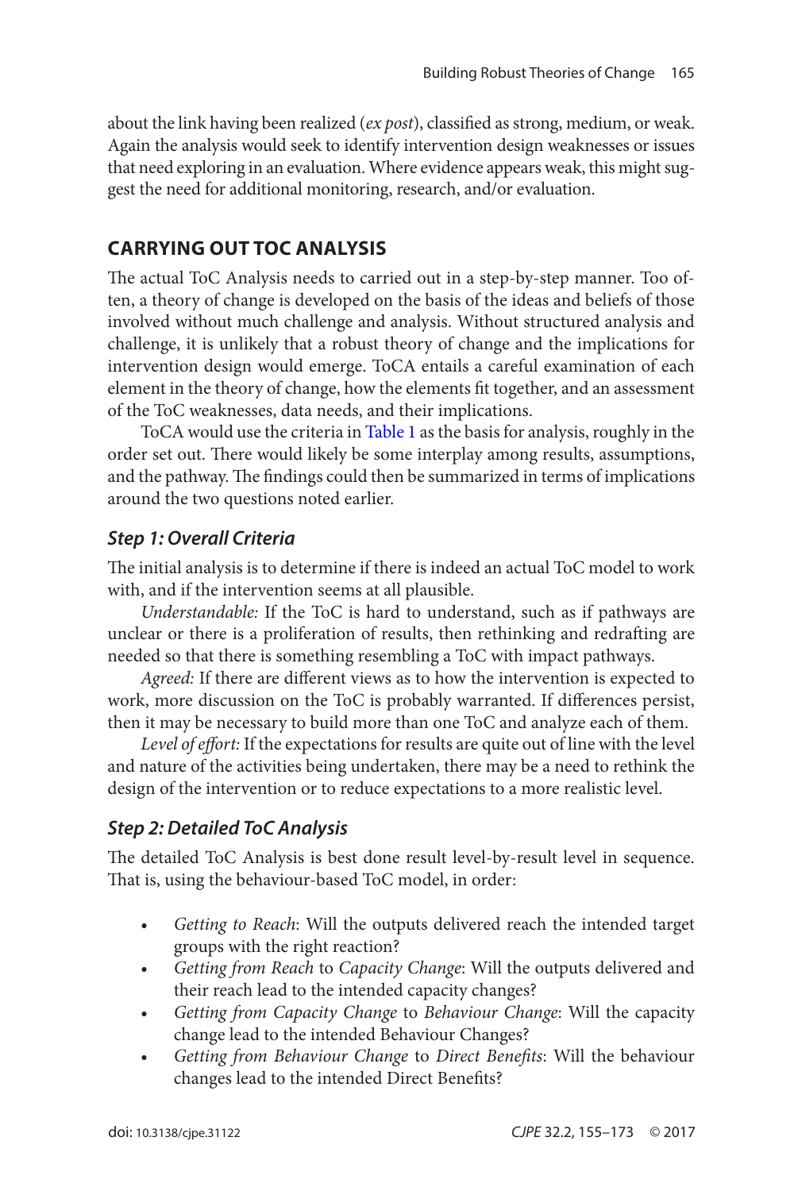about the link having been realized (*ex post*), classified as strong, medium, or weak. Again the analysis would seek to identify intervention design weaknesses or issues that need exploring in an evaluation. Where evidence appears weak, this might suggest the need for additional monitoring, research, and/or evaluation.

## CARRYING OUT TOC ANALYSIS

The actual ToC Analysis needs to carried out in a step-by-step manner. Too often, a theory of change is developed on the basis of the ideas and beliefs of those involved without much challenge and analysis. Without structured analysis and challenge, it is unlikely that a robust theory of change and the implications for intervention design would emerge. ToCA entails a careful examination of each element in the theory of change, how the elements fit together, and an assessment of the ToC weaknesses, data needs, and their implications.

ToCA would use the criteria in Table 1 as the basis for analysis, roughly in the order set out. There would likely be some interplay among results, assumptions, and the pathway. The findings could then be summarized in terms of implications around the two questions noted earlier.

### *Step 1: Overall Criteria*

The initial analysis is to determine if there is indeed an actual ToC model to work with, and if the intervention seems at all plausible.

*Understandable:* If the ToC is hard to understand, such as if pathways are unclear or there is a proliferation of results, then rethinking and redrafting are needed so that there is something resembling a ToC with impact pathways.

*Agreed:* If there are different views as to how the intervention is expected to work, more discussion on the ToC is probably warranted. If differences persist, then it may be necessary to build more than one ToC and analyze each of them.

*Level of effort:* If the expectations for results are quite out of line with the level and nature of the activities being undertaken, there may be a need to rethink the design of the intervention or to reduce expectations to a more realistic level.

### *Step 2: Detailed ToC Analysis*

The detailed ToC Analysis is best done result level-by-result level in sequence. That is, using the behaviour-based ToC model, in order:

- *Getting to Reach*: Will the outputs delivered reach the intended target groups with the right reaction?
- *Getting from Reach* to *Capacity Change*: Will the outputs delivered and their reach lead to the intended capacity changes?
- *Getting from Capacity Change* to *Behaviour Change*: Will the capacity change lead to the intended Behaviour Changes?
- *Getting from Behaviour Change* to *Direct Benefits*: Will the behaviour changes lead to the intended Direct Benefits?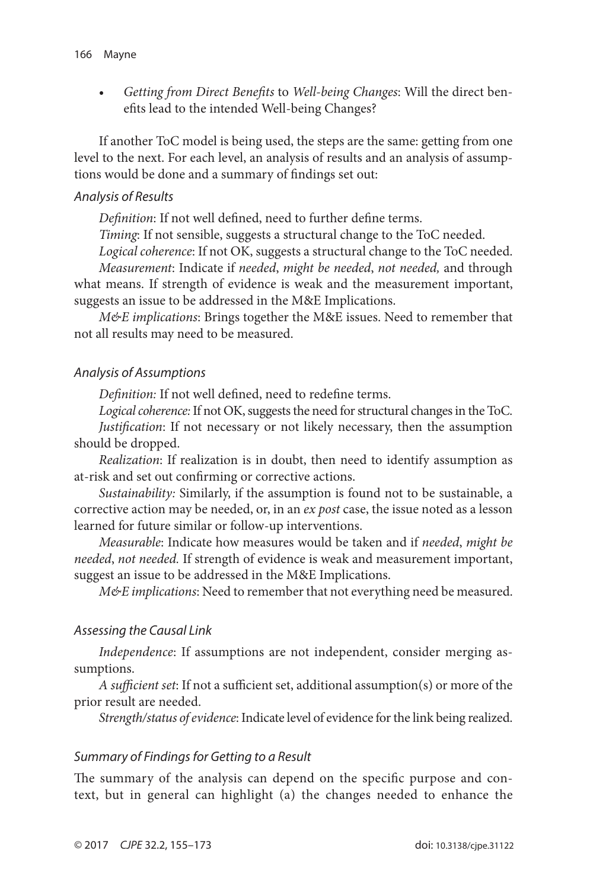- *Getting from Direct Benefits* to *Well-being Changes*: Will the direct benefits lead to the intended Well-being Changes?

If another ToC model is being used, the steps are the same: getting from one level to the next. For each level, an analysis of results and an analysis of assumptions would be done and a summary of findings set out:

### *Analysis of Results*

*Definition*: If not well defined, need to further define terms.

*Timing*: If not sensible, suggests a structural change to the ToC needed.

*Logical coherence*: If not OK, suggests a structural change to the ToC needed.

*Measurement*: Indicate if *needed*, *might be needed*, *not needed,* and through what means. If strength of evidence is weak and the measurement important, suggests an issue to be addressed in the M&E Implications.

*M&E implications*: Brings together the M&E issues. Need to remember that not all results may need to be measured.

### *Analysis of Assumptions*

*Definition:* If not well defined, need to redefine terms.

*Logical coherence:* If not OK, suggests the need for structural changes in the ToC.

*Justification*: If not necessary or not likely necessary, then the assumption should be dropped.

*Realization*: If realization is in doubt, then need to identify assumption as at-risk and set out confirming or corrective actions.

*Sustainability:* Similarly, if the assumption is found not to be sustainable, a corrective action may be needed, or, in an *ex post* case, the issue noted as a lesson learned for future similar or follow-up interventions.

*Measurable*: Indicate how measures would be taken and if *needed*, *might be needed*, *not needed.* If strength of evidence is weak and measurement important, suggest an issue to be addressed in the M&E Implications.

*M&E implications*: Need to remember that not everything need be measured.

### *Assessing the Causal Link*

*Independence*: If assumptions are not independent, consider merging assumptions.

*A sufficient set*: If not a sufficient set, additional assumption(s) or more of the prior result are needed.

*Strength/status of evidence*: Indicate level of evidence for the link being realized.

### *Summary of Findings for Getting to a Result*

The summary of the analysis can depend on the specific purpose and context, but in general can highlight (a) the changes needed to enhance the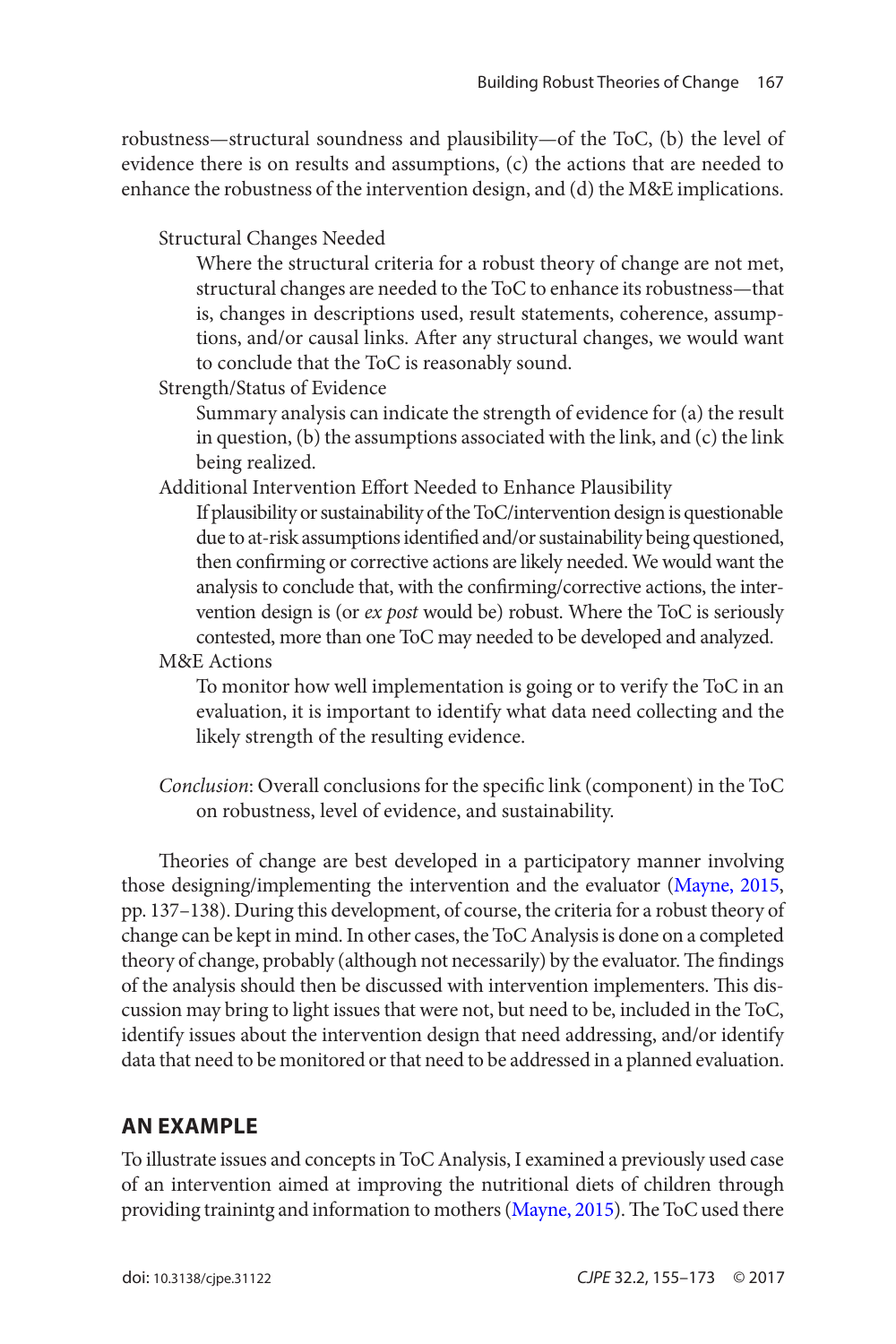robustness—structural soundness and plausibility—of the ToC, (b) the level of evidence there is on results and assumptions, (c) the actions that are needed to enhance the robustness of the intervention design, and (d) the M&E implications.

Structural Changes Needed

Where the structural criteria for a robust theory of change are not met, structural changes are needed to the ToC to enhance its robustness—that is, changes in descriptions used, result statements, coherence, assumptions, and/or causal links. After any structural changes, we would want to conclude that the ToC is reasonably sound.

Strength/Status of Evidence

Summary analysis can indicate the strength of evidence for (a) the result in question, (b) the assumptions associated with the link, and (c) the link being realized.

Additional Intervention Effort Needed to Enhance Plausibility

If plausibility or sustainability of the ToC/intervention design is questionable due to at-risk assumptions identified and/or sustainability being questioned, then confirming or corrective actions are likely needed. We would want the analysis to conclude that, with the confirming/corrective actions, the intervention design is (or *ex post* would be) robust. Where the ToC is seriously contested, more than one ToC may needed to be developed and analyzed.

M&E Actions

To monitor how well implementation is going or to verify the ToC in an evaluation, it is important to identify what data need collecting and the likely strength of the resulting evidence.

*Conclusion*: Overall conclusions for the specific link (component) in the ToC on robustness, level of evidence, and sustainability.

Theories of change are best developed in a participatory manner involving those designing/implementing the intervention and the evaluator (Mayne, 2015, pp. 137–138). During this development, of course, the criteria for a robust theory of change can be kept in mind. In other cases, the ToC Analysis is done on a completed theory of change, probably (although not necessarily) by the evaluator. The findings of the analysis should then be discussed with intervention implementers. This discussion may bring to light issues that were not, but need to be, included in the ToC, identify issues about the intervention design that need addressing, and/or identify data that need to be monitored or that need to be addressed in a planned evaluation.

## AN EXAMPLE

To illustrate issues and concepts in ToC Analysis, I examined a previously used case of an intervention aimed at improving the nutritional diets of children through providing trainintg and information to mothers (Mayne, 2015). The ToC used there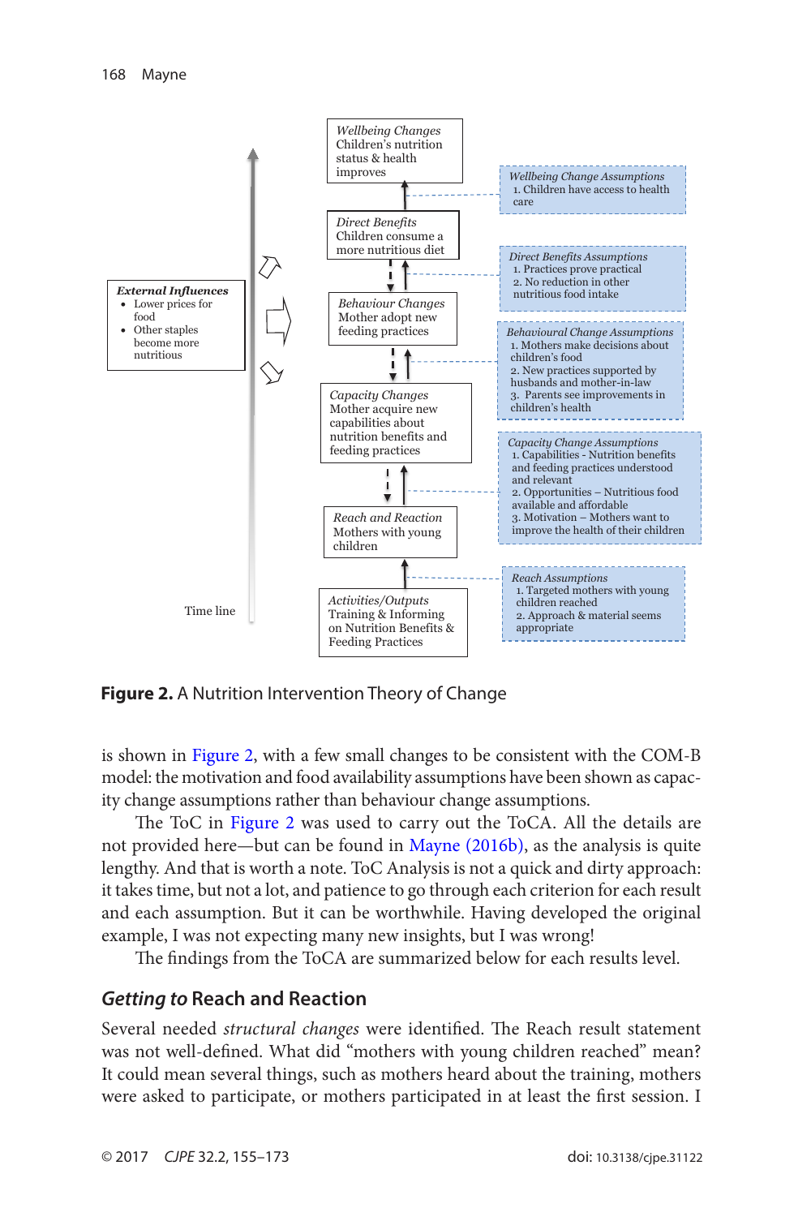Wellbeing Changes
Children's nutrition status & health improves

Wellbeing Change Assumptions
1. Children have access to health care

Direct Benefits
Children consume a more nutritious diet

Direct Benefits Assumptions
1. Practices prove practical
2. No reduction in other nutritious food intake

External Influences
- Lower prices for food
- Other staples become more nutritious

Behaviour Changes
Mother adopt new feeding practices

Behavioural Change Assumptions
1. Mothers make decisions about children's food
2. New practices supported by husbands and mother-in-law
3. Parents see improvements in children's health

Capacity Changes
Mother acquire new capabilities about nutrition benefits and feeding practices

Capacity Change Assumptions
1. Capabilities - Nutrition benefits and feeding practices understood and relevant
2. Opportunities – Nutritious food available and affordable
3. Motivation – Mothers want to improve the health of their children

Reach and Reaction
Mothers with young children

Reach Assumptions
1. Targeted mothers with young children reached
2. Approach & material seems appropriate

Time line

Activities/Outputs
Training & Informing on Nutrition Benefits & Feeding Practices

**Figure 2.** A Nutrition Intervention Theory of Change

is shown in Figure 2, with a few small changes to be consistent with the COM-B model: the motivation and food availability assumptions have been shown as capacity change assumptions rather than behaviour change assumptions.

The ToC in Figure 2 was used to carry out the ToCA. All the details are not provided here—but can be found in Mayne (2016b), as the analysis is quite lengthy. And that is worth a note. ToC Analysis is not a quick and dirty approach: it takes time, but not a lot, and patience to go through each criterion for each result and each assumption. But it can be worthwhile. Having developed the original example, I was not expecting many new insights, but I was wrong!

The findings from the ToCA are summarized below for each results level.

## *Getting to* Reach and Reaction

Several needed *structural changes* were identified. The Reach result statement was not well-defined. What did "mothers with young children reached" mean? It could mean several things, such as mothers heard about the training, mothers were asked to participate, or mothers participated in at least the first session. I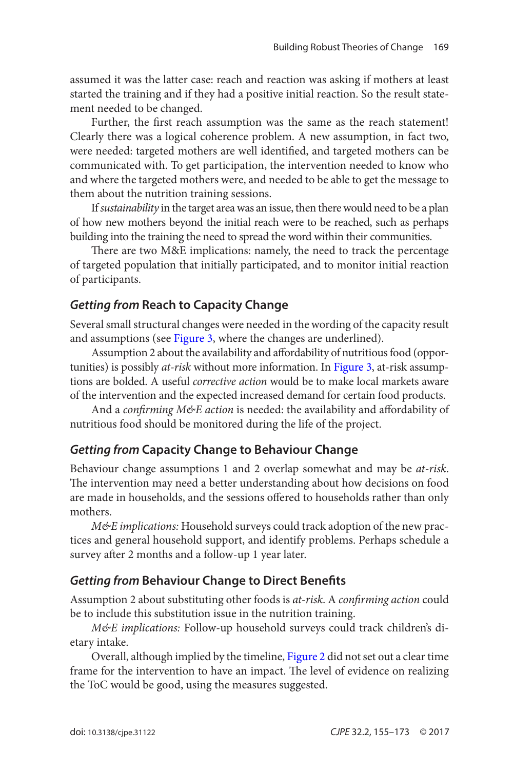assumed it was the latter case: reach and reaction was asking if mothers at least started the training and if they had a positive initial reaction. So the result statement needed to be changed.

Further, the first reach assumption was the same as the reach statement! Clearly there was a logical coherence problem. A new assumption, in fact two, were needed: targeted mothers are well identified, and targeted mothers can be communicated with. To get participation, the intervention needed to know who and where the targeted mothers were, and needed to be able to get the message to them about the nutrition training sessions.

If *sustainability* in the target area was an issue, then there would need to be a plan of how new mothers beyond the initial reach were to be reached, such as perhaps building into the training the need to spread the word within their communities.

There are two M&E implications: namely, the need to track the percentage of targeted population that initially participated, and to monitor initial reaction of participants.

## *Getting from* Reach to Capacity Change

Several small structural changes were needed in the wording of the capacity result and assumptions (see Figure 3, where the changes are underlined).

Assumption 2 about the availability and affordability of nutritious food (opportunities) is possibly *at-risk* without more information. In Figure 3, at-risk assumptions are bolded. A useful *corrective action* would be to make local markets aware of the intervention and the expected increased demand for certain food products.

And a *confirming M&E action* is needed: the availability and affordability of nutritious food should be monitored during the life of the project.

## *Getting from* Capacity Change to Behaviour Change

Behaviour change assumptions 1 and 2 overlap somewhat and may be *at-risk*. The intervention may need a better understanding about how decisions on food are made in households, and the sessions offered to households rather than only mothers.

*M&E implications:* Household surveys could track adoption of the new practices and general household support, and identify problems. Perhaps schedule a survey after 2 months and a follow-up 1 year later.

## *Getting from* Behaviour Change to Direct Benefits

Assumption 2 about substituting other foods is *at-risk*. A *confirming action* could be to include this substitution issue in the nutrition training.

*M&E implications:* Follow-up household surveys could track children's dietary intake.

Overall, although implied by the timeline, Figure 2 did not set out a clear time frame for the intervention to have an impact. The level of evidence on realizing the ToC would be good, using the measures suggested.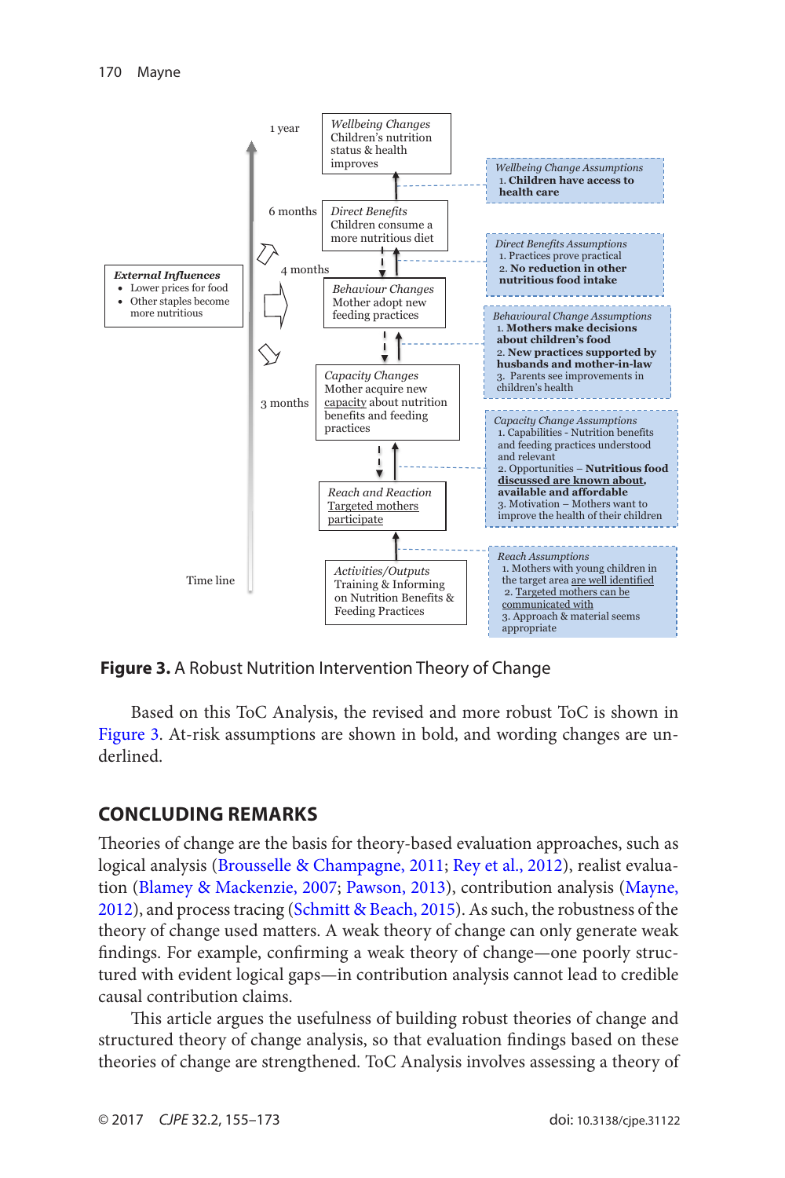1 year

*Wellbeing Changes*
Children's nutrition status & health improves

*Wellbeing Change Assumptions*
1. **Children have access to health care**

6 months

*Direct Benefits*
Children consume a more nutritious diet

*Direct Benefits Assumptions*
1. Practices prove practical
2. **No reduction in other nutritious food intake**

*External Influences*

- Lower prices for food
- Other staples become more nutritious

4 months

*Behaviour Changes*
Mother adopt new feeding practices

*Behavioural Change Assumptions*
1. **Mothers make decisions about children's food**
2. **New practices supported by husbands and mother-in-law**
3. Parents see improvements in children's health

3 months

*Capacity Changes*
Mother acquire new capacity about nutrition benefits and feeding practices

*Capacity Change Assumptions*
1. Capabilities – Nutrition benefits and feeding practices understood and relevant
2. Opportunities – **Nutritious food discussed are known about, available and affordable**
3. Motivation – Mothers want to improve the health of their children

*Reach and Reaction*
Targeted mothers participate

*Reach Assumptions*
1. Mothers with young children in the target area are well identified
2. Targeted mothers can be communicated with
3. Approach & material seems appropriate

Time line

*Activities/Outputs*
Training & Informing on Nutrition Benefits & Feeding Practices

**Figure 3.** A Robust Nutrition Intervention Theory of Change

Based on this ToC Analysis, the revised and more robust ToC is shown in Figure 3. At-risk assumptions are shown in bold, and wording changes are underlined.

## CONCLUDING REMARKS

Theories of change are the basis for theory-based evaluation approaches, such as logical analysis (Brousselle & Champagne, 2011; Rey et al., 2012), realist evaluation (Blamey & Mackenzie, 2007; Pawson, 2013), contribution analysis (Mayne, 2012), and process tracing (Schmitt & Beach, 2015). As such, the robustness of the theory of change used matters. A weak theory of change can only generate weak findings. For example, confirming a weak theory of change—one poorly structured with evident logical gaps—in contribution analysis cannot lead to credible causal contribution claims.

This article argues the usefulness of building robust theories of change and structured theory of change analysis, so that evaluation findings based on these theories of change are strengthened. ToC Analysis involves assessing a theory of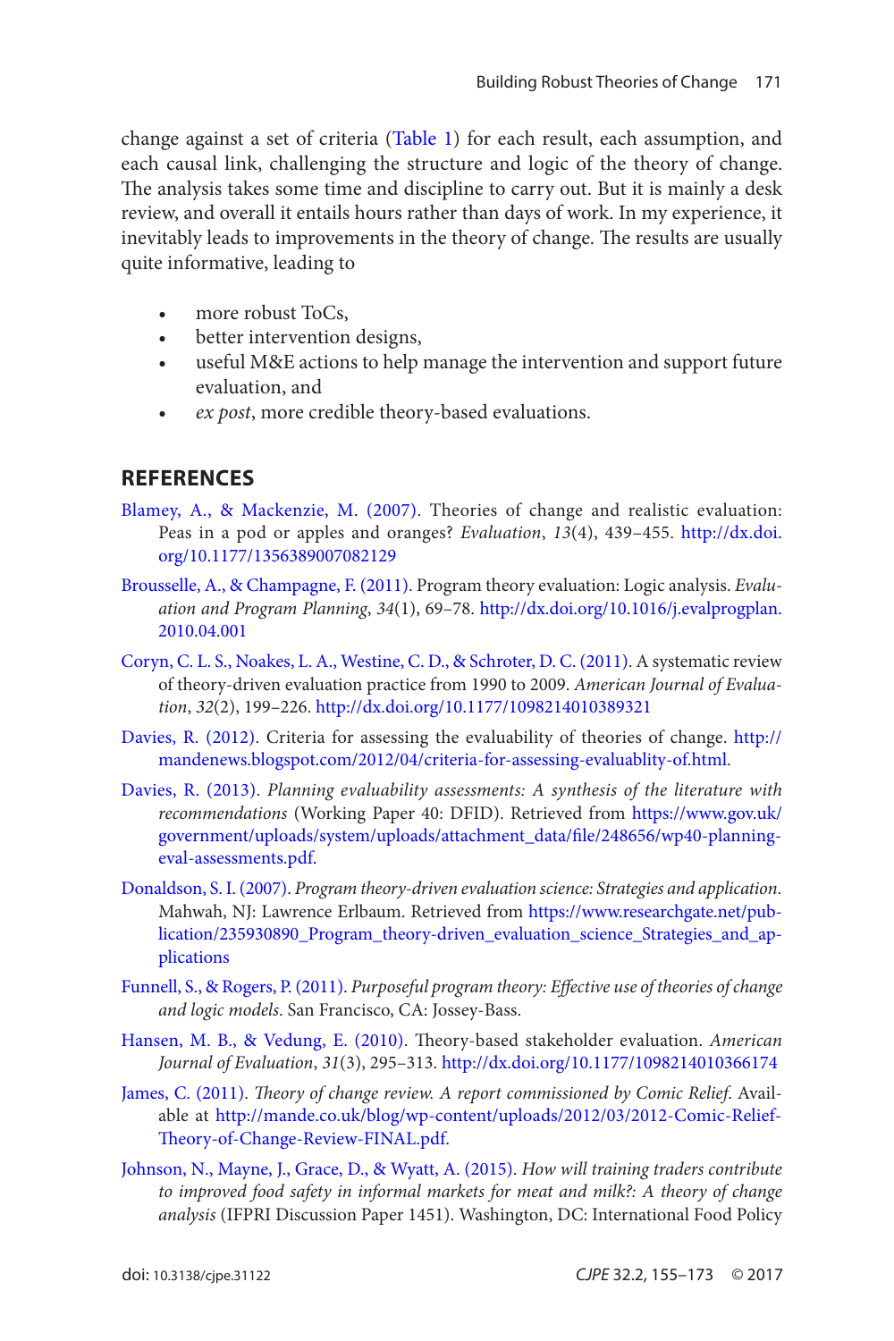change against a set of criteria (Table 1) for each result, each assumption, and each causal link, challenging the structure and logic of the theory of change. The analysis takes some time and discipline to carry out. But it is mainly a desk review, and overall it entails hours rather than days of work. In my experience, it inevitably leads to improvements in the theory of change. The results are usually quite informative, leading to

- more robust ToCs,
- better intervention designs,
- useful M&E actions to help manage the intervention and support future evaluation, and
- *ex post*, more credible theory-based evaluations.

## REFERENCES

Blamey, A., & Mackenzie, M. (2007). Theories of change and realistic evaluation: Peas in a pod or apples and oranges? *Evaluation*, *13*(4), 439–455. http://dx.doi.org/10.1177/1356389007082129

Brousselle, A., & Champagne, F. (2011). Program theory evaluation: Logic analysis. *Evaluation and Program Planning*, *34*(1), 69–78. http://dx.doi.org/10.1016/j.evalprogplan.2010.04.001

Coryn, C. L. S., Noakes, L. A., Westine, C. D., & Schroter, D. C. (2011). A systematic review of theory-driven evaluation practice from 1990 to 2009. *American Journal of Evaluation*, *32*(2), 199–226. http://dx.doi.org/10.1177/1098214010389321

Davies, R. (2012). Criteria for assessing the evaluability of theories of change. http://mandenews.blogspot.com/2012/04/criteria-for-assessing-evaluablity-of.html.

Davies, R. (2013). *Planning evaluability assessments: A synthesis of the literature with recommendations* (Working Paper 40: DFID). Retrieved from https://www.gov.uk/government/uploads/system/uploads/attachment_data/file/248656/wp40-planning-eval-assessments.pdf.

Donaldson, S. I. (2007). *Program theory-driven evaluation science: Strategies and application*. Mahwah, NJ: Lawrence Erlbaum. Retrieved from https://www.researchgate.net/publication/235930890_Program_theory-driven_evaluation_science_Strategies_and_applications

Funnell, S., & Rogers, P. (2011). *Purposeful program theory: Effective use of theories of change and logic models*. San Francisco, CA: Jossey-Bass.

Hansen, M. B., & Vedung, E. (2010). Theory-based stakeholder evaluation. *American Journal of Evaluation*, *31*(3), 295–313. http://dx.doi.org/10.1177/1098214010366174

James, C. (2011). *Theory of change review. A report commissioned by Comic Relief*. Available at http://mande.co.uk/blog/wp-content/uploads/2012/03/2012-Comic-Relief-Theory-of-Change-Review-FINAL.pdf.

Johnson, N., Mayne, J., Grace, D., & Wyatt, A. (2015). *How will training traders contribute to improved food safety in informal markets for meat and milk?: A theory of change analysis* (IFPRI Discussion Paper 1451). Washington, DC: International Food Policy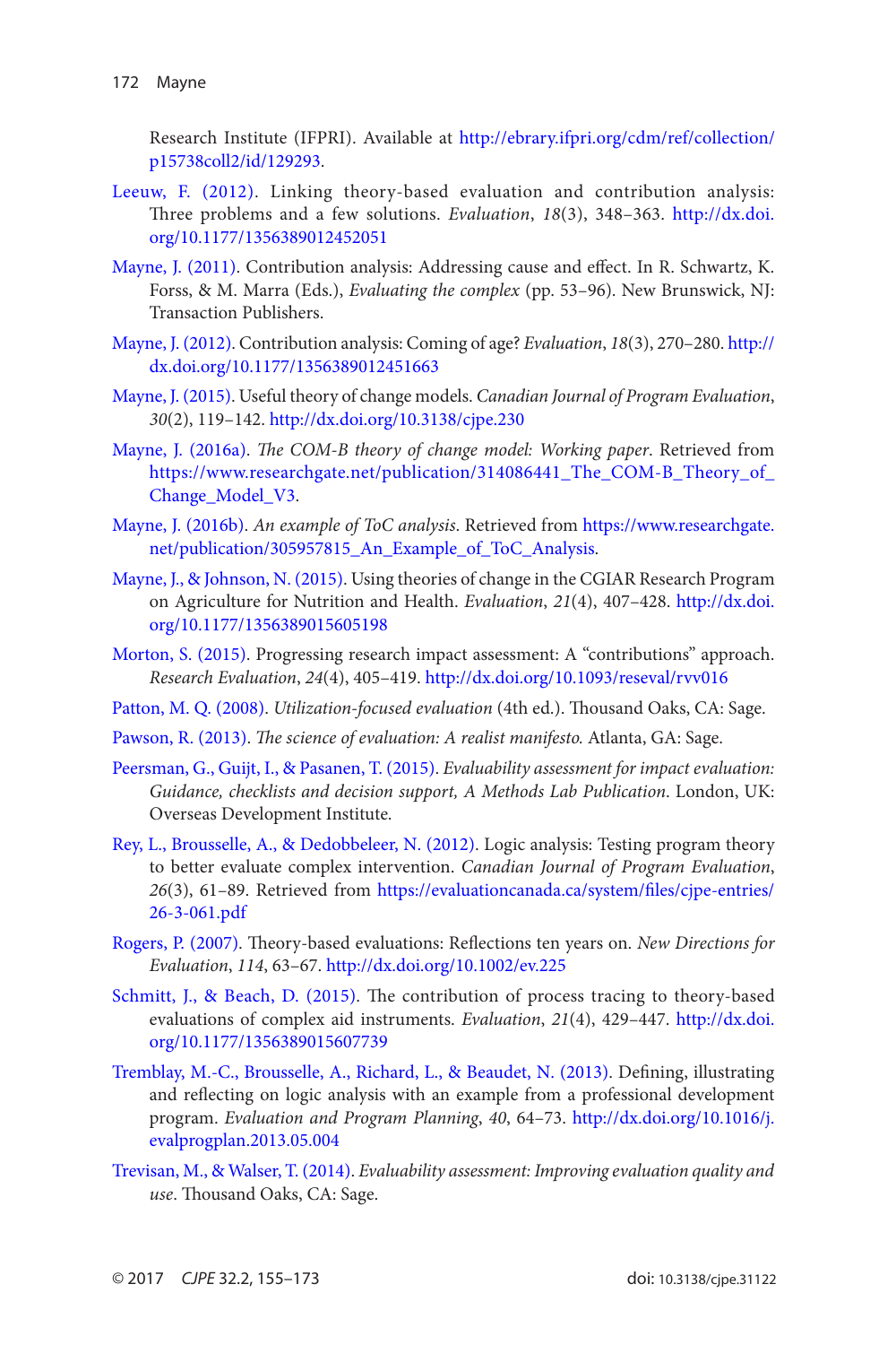Research Institute (IFPRI). Available at http://ebrary.ifpri.org/cdm/ref/collection/p15738coll2/id/129293.

Leeuw, F. (2012). Linking theory-based evaluation and contribution analysis: Three problems and a few solutions. *Evaluation*, *18*(3), 348–363. http://dx.doi.org/10.1177/1356389012452051

Mayne, J. (2011). Contribution analysis: Addressing cause and effect. In R. Schwartz, K. Forss, & M. Marra (Eds.), *Evaluating the complex* (pp. 53–96). New Brunswick, NJ: Transaction Publishers.

Mayne, J. (2012). Contribution analysis: Coming of age? *Evaluation*, *18*(3), 270–280. http://dx.doi.org/10.1177/1356389012451663

Mayne, J. (2015). Useful theory of change models. *Canadian Journal of Program Evaluation*, *30*(2), 119–142. http://dx.doi.org/10.3138/cjpe.230

Mayne, J. (2016a). *The COM-B theory of change model: Working paper*. Retrieved from https://www.researchgate.net/publication/314086441_The_COM-B_Theory_of_Change_Model_V3.

Mayne, J. (2016b). *An example of ToC analysis*. Retrieved from https://www.researchgate.net/publication/305957815_An_Example_of_ToC_Analysis.

Mayne, J., & Johnson, N. (2015). Using theories of change in the CGIAR Research Program on Agriculture for Nutrition and Health. *Evaluation*, *21*(4), 407–428. http://dx.doi.org/10.1177/1356389015605198

Morton, S. (2015). Progressing research impact assessment: A "contributions" approach. *Research Evaluation*, *24*(4), 405–419. http://dx.doi.org/10.1093/reseval/rvv016

Patton, M. Q. (2008). *Utilization-focused evaluation* (4th ed.). Thousand Oaks, CA: Sage.

Pawson, R. (2013). *The science of evaluation: A realist manifesto.* Atlanta, GA: Sage.

Peersman, G., Guijt, I., & Pasanen, T. (2015). *Evaluability assessment for impact evaluation: Guidance, checklists and decision support, A Methods Lab Publication*. London, UK: Overseas Development Institute.

Rey, L., Brousselle, A., & Dedobbeleer, N. (2012). Logic analysis: Testing program theory to better evaluate complex intervention. *Canadian Journal of Program Evaluation*, *26*(3), 61–89. Retrieved from https://evaluationcanada.ca/system/files/cjpe-entries/26-3-061.pdf

Rogers, P. (2007). Theory-based evaluations: Reflections ten years on. *New Directions for Evaluation*, *114*, 63–67. http://dx.doi.org/10.1002/ev.225

Schmitt, J., & Beach, D. (2015). The contribution of process tracing to theory-based evaluations of complex aid instruments. *Evaluation*, *21*(4), 429–447. http://dx.doi.org/10.1177/1356389015607739

Tremblay, M.-C., Brousselle, A., Richard, L., & Beaudet, N. (2013). Defining, illustrating and reflecting on logic analysis with an example from a professional development program. *Evaluation and Program Planning*, *40*, 64–73. http://dx.doi.org/10.1016/j.evalprogplan.2013.05.004

Trevisan, M., & Walser, T. (2014). *Evaluability assessment: Improving evaluation quality and use*. Thousand Oaks, CA: Sage.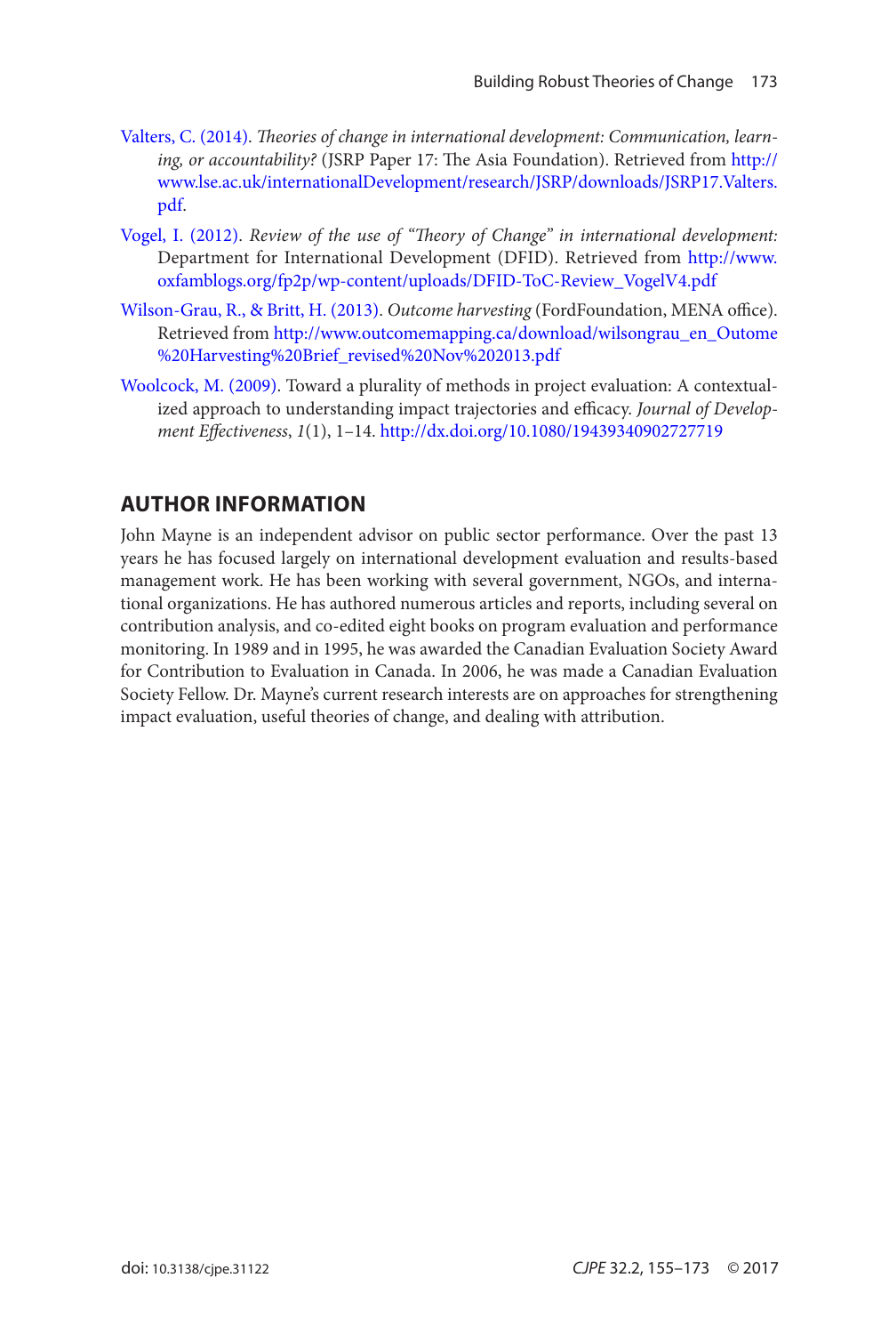Valters, C. (2014). *Theories of change in international development: Communication, learning, or accountability?* (JSRP Paper 17: The Asia Foundation). Retrieved from http://www.lse.ac.uk/internationalDevelopment/research/JSRP/downloads/JSRP17.Valters.pdf.

Vogel, I. (2012). *Review of the use of "Theory of Change" in international development:* Department for International Development (DFID). Retrieved from http://www.oxfamblogs.org/fp2p/wp-content/uploads/DFID-ToC-Review_VogelV4.pdf

Wilson-Grau, R., & Britt, H. (2013). *Outcome harvesting* (FordFoundation, MENA office). Retrieved from http://www.outcomemapping.ca/download/wilsongrau_en_Outome%20Harvesting%20Brief_revised%20Nov%202013.pdf

Woolcock, M. (2009). Toward a plurality of methods in project evaluation: A contextualized approach to understanding impact trajectories and efficacy. *Journal of Development Effectiveness*, *1*(1), 1–14. http://dx.doi.org/10.1080/19439340902727719

## AUTHOR INFORMATION

John Mayne is an independent advisor on public sector performance. Over the past 13 years he has focused largely on international development evaluation and results-based management work. He has been working with several government, NGOs, and international organizations. He has authored numerous articles and reports, including several on contribution analysis, and co-edited eight books on program evaluation and performance monitoring. In 1989 and in 1995, he was awarded the Canadian Evaluation Society Award for Contribution to Evaluation in Canada. In 2006, he was made a Canadian Evaluation Society Fellow. Dr. Mayne's current research interests are on approaches for strengthening impact evaluation, useful theories of change, and dealing with attribution.